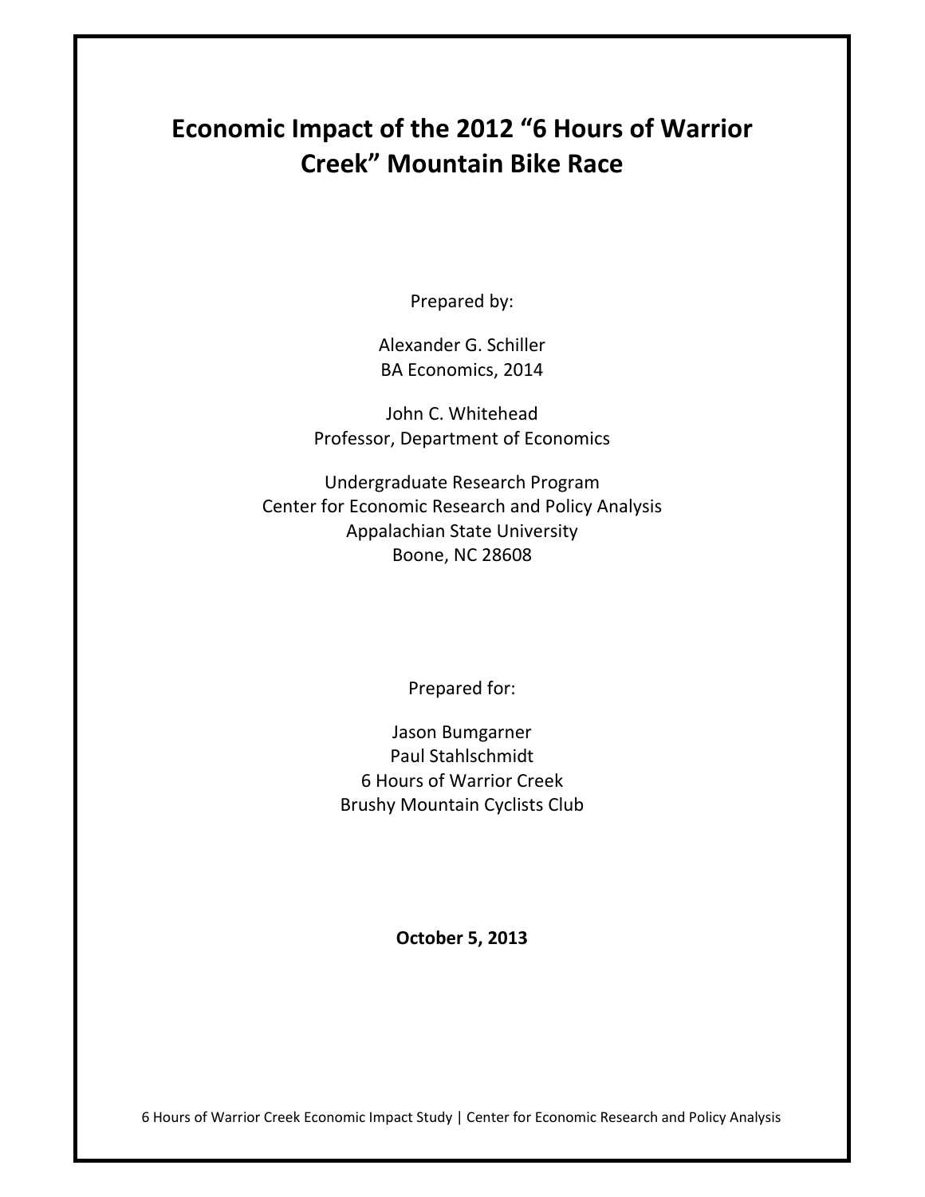# Economic Impact of the 2012 "6 Hours of Warrior Creek" Mountain Bike Race

Prepared by:

Alexander G. Schiller  
BA Economics, 2014

John C. Whitehead  
Professor, Department of Economics

Undergraduate Research Program  
Center for Economic Research and Policy Analysis  
Appalachian State University  
Boone, NC 28608

Prepared for:

Jason Bumgarner  
Paul Stahlschmidt  
6 Hours of Warrior Creek  
Brushy Mountain Cyclists Club

**October 5, 2013**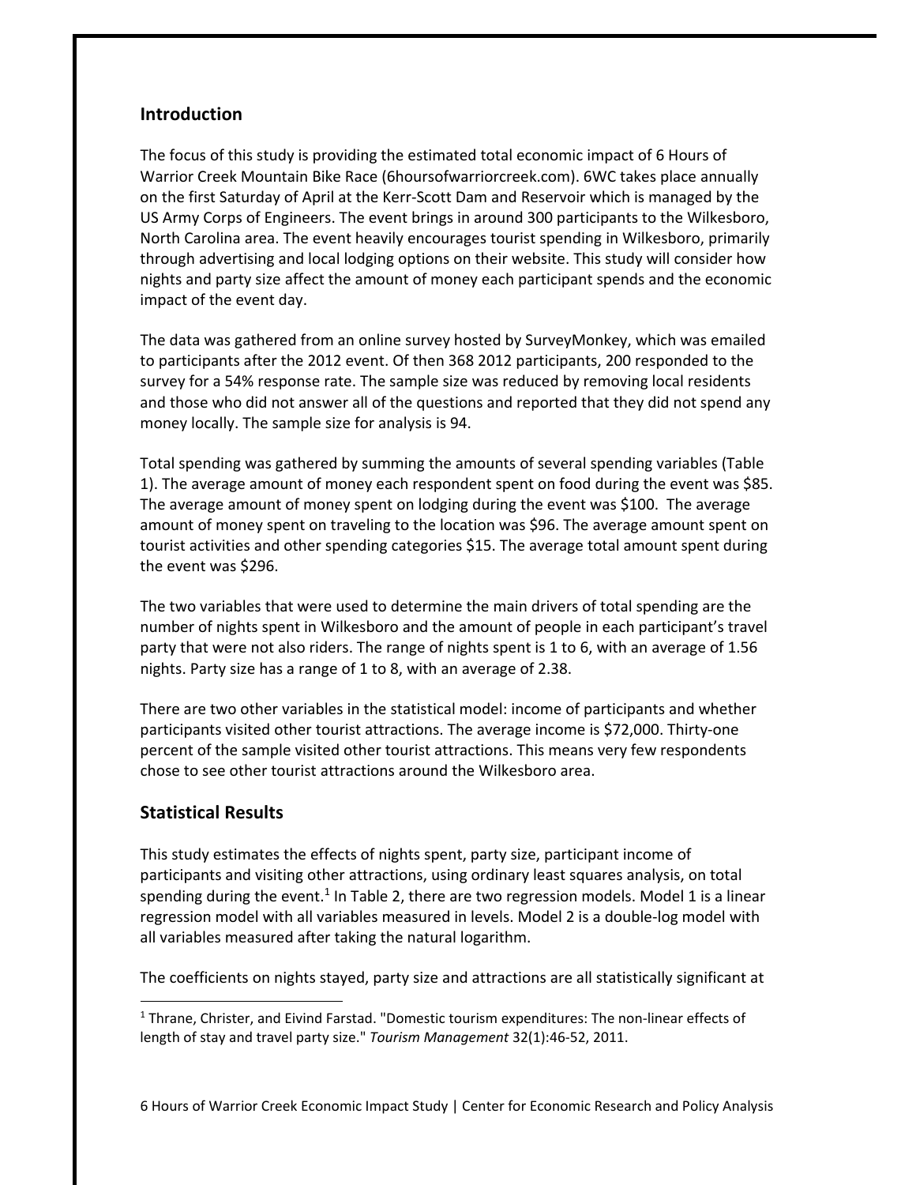## Introduction

The focus of this study is providing the estimated total economic impact of 6 Hours of Warrior Creek Mountain Bike Race (6hoursofwarriorcreek.com). 6WC takes place annually on the first Saturday of April at the Kerr-Scott Dam and Reservoir which is managed by the US Army Corps of Engineers. The event brings in around 300 participants to the Wilkesboro, North Carolina area. The event heavily encourages tourist spending in Wilkesboro, primarily through advertising and local lodging options on their website. This study will consider how nights and party size affect the amount of money each participant spends and the economic impact of the event day.

The data was gathered from an online survey hosted by SurveyMonkey, which was emailed to participants after the 2012 event. Of then 368 2012 participants, 200 responded to the survey for a 54% response rate. The sample size was reduced by removing local residents and those who did not answer all of the questions and reported that they did not spend any money locally. The sample size for analysis is 94.

Total spending was gathered by summing the amounts of several spending variables (Table 1). The average amount of money each respondent spent on food during the event was $85. The average amount of money spent on lodging during the event was $100. The average amount of money spent on traveling to the location was $96. The average amount spent on tourist activities and other spending categories $15. The average total amount spent during the event was $296.

The two variables that were used to determine the main drivers of total spending are the number of nights spent in Wilkesboro and the amount of people in each participant's travel party that were not also riders. The range of nights spent is 1 to 6, with an average of 1.56 nights. Party size has a range of 1 to 8, with an average of 2.38.

There are two other variables in the statistical model: income of participants and whether participants visited other tourist attractions. The average income is $72,000. Thirty-one percent of the sample visited other tourist attractions. This means very few respondents chose to see other tourist attractions around the Wilkesboro area.

## Statistical Results

This study estimates the effects of nights spent, party size, participant income of participants and visiting other attractions, using ordinary least squares analysis, on total spending during the event.[1] In Table 2, there are two regression models. Model 1 is a linear regression model with all variables measured in levels. Model 2 is a double-log model with all variables measured after taking the natural logarithm.

The coefficients on nights stayed, party size and attractions are all statistically significant at

[1] Thrane, Christer, and Eivind Farstad. "Domestic tourism expenditures: The non-linear effects of length of stay and travel party size." *Tourism Management* 32(1):46-52, 2011.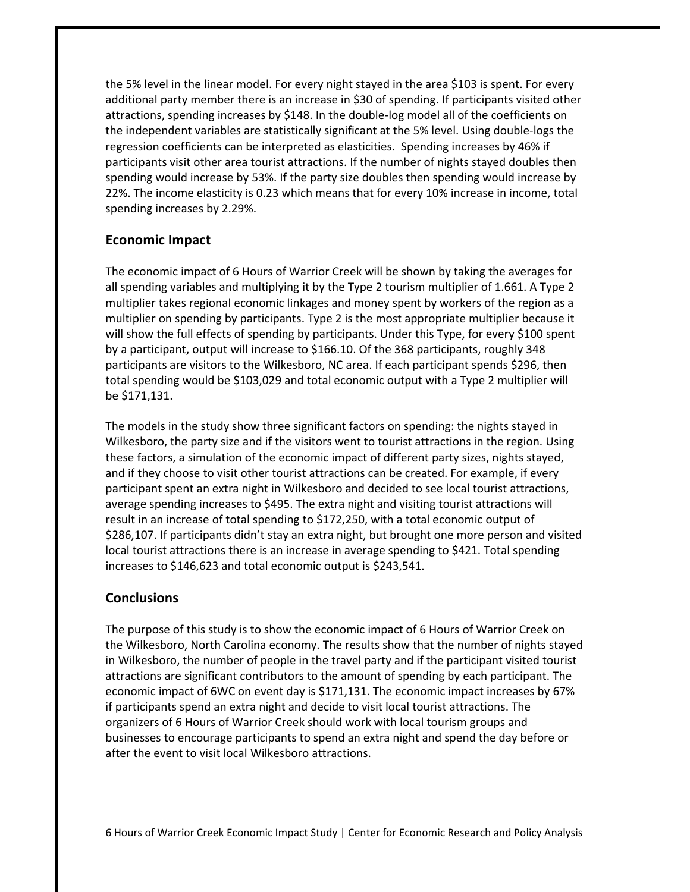the 5% level in the linear model. For every night stayed in the area $103 is spent. For every additional party member there is an increase in $30 of spending. If participants visited other attractions, spending increases by $148. In the double-log model all of the coefficients on the independent variables are statistically significant at the 5% level. Using double-logs the regression coefficients can be interpreted as elasticities. Spending increases by 46% if participants visit other area tourist attractions. If the number of nights stayed doubles then spending would increase by 53%. If the party size doubles then spending would increase by 22%. The income elasticity is 0.23 which means that for every 10% increase in income, total spending increases by 2.29%.

## Economic Impact

The economic impact of 6 Hours of Warrior Creek will be shown by taking the averages for all spending variables and multiplying it by the Type 2 tourism multiplier of 1.661. A Type 2 multiplier takes regional economic linkages and money spent by workers of the region as a multiplier on spending by participants. Type 2 is the most appropriate multiplier because it will show the full effects of spending by participants. Under this Type, for every $100 spent by a participant, output will increase to $166.10. Of the 368 participants, roughly 348 participants are visitors to the Wilkesboro, NC area. If each participant spends $296, then total spending would be $103,029 and total economic output with a Type 2 multiplier will be $171,131.

The models in the study show three significant factors on spending: the nights stayed in Wilkesboro, the party size and if the visitors went to tourist attractions in the region. Using these factors, a simulation of the economic impact of different party sizes, nights stayed, and if they choose to visit other tourist attractions can be created. For example, if every participant spent an extra night in Wilkesboro and decided to see local tourist attractions, average spending increases to $495. The extra night and visiting tourist attractions will result in an increase of total spending to $172,250, with a total economic output of $286,107. If participants didn't stay an extra night, but brought one more person and visited local tourist attractions there is an increase in average spending to $421. Total spending increases to $146,623 and total economic output is $243,541.

## Conclusions

The purpose of this study is to show the economic impact of 6 Hours of Warrior Creek on the Wilkesboro, North Carolina economy. The results show that the number of nights stayed in Wilkesboro, the number of people in the travel party and if the participant visited tourist attractions are significant contributors to the amount of spending by each participant. The economic impact of 6WC on event day is $171,131. The economic impact increases by 67% if participants spend an extra night and decide to visit local tourist attractions. The organizers of 6 Hours of Warrior Creek should work with local tourism groups and businesses to encourage participants to spend an extra night and spend the day before or after the event to visit local Wilkesboro attractions.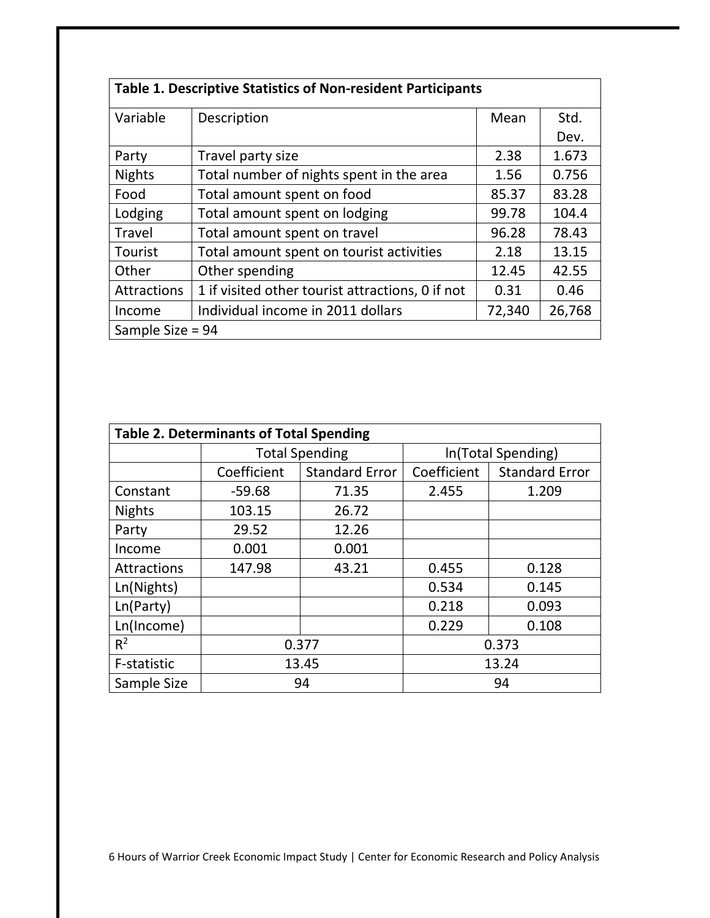| **Table 1. Descriptive Statistics of Non-resident Participants** | | | |
|---|---|---|---|
| Variable | Description | Mean | Std. Dev. |
| Party | Travel party size | 2.38 | 1.673 |
| Nights | Total number of nights spent in the area | 1.56 | 0.756 |
| Food | Total amount spent on food | 85.37 | 83.28 |
| Lodging | Total amount spent on lodging | 99.78 | 104.4 |
| Travel | Total amount spent on travel | 96.28 | 78.43 |
| Tourist | Total amount spent on tourist activities | 2.18 | 13.15 |
| Other | Other spending | 12.45 | 42.55 |
| Attractions | 1 if visited other tourist attractions, 0 if not | 0.31 | 0.46 |
| Income | Individual income in 2011 dollars | 72,340 | 26,768 |
| Sample Size = 94 | | | |

| **Table 2. Determinants of Total Spending** | | | | |
|---|---|---|---|---|
| | Total Spending | | ln(Total Spending) | |
| | Coefficient | Standard Error | Coefficient | Standard Error |
| Constant | -59.68 | 71.35 | 2.455 | 1.209 |
| Nights | 103.15 | 26.72 | | |
| Party | 29.52 | 12.26 | | |
| Income | 0.001 | 0.001 | | |
| Attractions | 147.98 | 43.21 | 0.455 | 0.128 |
| Ln(Nights) | | | 0.534 | 0.145 |
| Ln(Party) | | | 0.218 | 0.093 |
| Ln(Income) | | | 0.229 | 0.108 |
| $R^2$ | 0.377 | | 0.373 | |
| F-statistic | 13.45 | | 13.24 | |
| Sample Size | 94 | | 94 | |